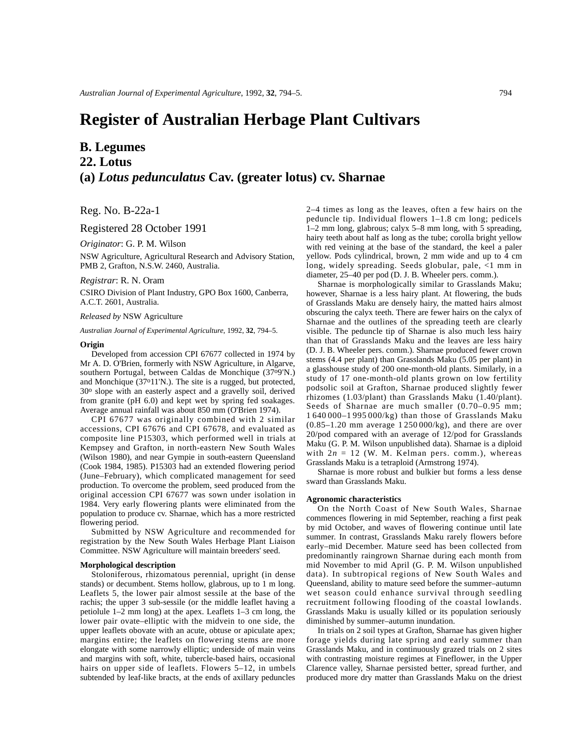# Register of Australian Herbage Plant Cultivars

## B. Legumes

## 22. Lotus

## (a) *Lotus pedunculatus* Cav. (greater lotus) cv. Sharnae

Reg. No. B-22a-1

Registered 28 October 1991

*Originator*: G. P. M. Wilson

NSW Agriculture, Agricultural Research and Advisory Station, PMB 2, Grafton, N.S.W. 2460, Australia.

*Registrar*: R. N. Oram

CSIRO Division of Plant Industry, GPO Box 1600, Canberra, A.C.T. 2601, Australia.

*Released by* NSW Agriculture

*Australian Journal of Experimental Agriculture*, 1992, **32**, 794–5.

**Origin**

Developed from accession CPI 67677 collected in 1974 by Mr A. D. O'Brien, formerly with NSW Agriculture, in Algarve, southern Portugal, between Caldas de Monchique (37º9'N.) and Monchique (37º11'N.). The site is a rugged, but protected, 30º slope with an easterly aspect and a gravelly soil, derived from granite (pH 6.0) and kept wet by spring fed soakages. Average annual rainfall was about 850 mm (O'Brien 1974).

CPI 67677 was originally combined with 2 similar accessions, CPI 67676 and CPI 67678, and evaluated as composite line P15303, which performed well in trials at Kempsey and Grafton, in north-eastern New South Wales (Wilson 1980), and near Gympie in south-eastern Queensland (Cook 1984, 1985). P15303 had an extended flowering period (June–February), which complicated management for seed production. To overcome the problem, seed produced from the original accession CPI 67677 was sown under isolation in 1984. Very early flowering plants were eliminated from the population to produce cv. Sharnae, which has a more restricted flowering period.

Submitted by NSW Agriculture and recommended for registration by the New South Wales Herbage Plant Liaison Committee. NSW Agriculture will maintain breeders' seed.

**Morphological description**

Stoloniferous, rhizomatous perennial, upright (in dense stands) or decumbent. Stems hollow, glabrous, up to 1 m long. Leaflets 5, the lower pair almost sessile at the base of the rachis; the upper 3 sub-sessile (or the middle leaflet having a petiolule 1–2 mm long) at the apex. Leaflets 1–3 cm long, the lower pair ovate–elliptic with the midvein to one side, the upper leaflets obovate with an acute, obtuse or apiculate apex; margins entire; the leaflets on flowering stems are more elongate with some narrowly elliptic; underside of main veins and margins with soft, white, tubercle-based hairs, occasional hairs on upper side of leaflets. Flowers 5–12, in umbels subtended by leaf-like bracts, at the ends of axillary peduncles 2–4 times as long as the leaves, often a few hairs on the peduncle tip. Individual flowers 1–1.8 cm long; pedicels 1–2 mm long, glabrous; calyx 5–8 mm long, with 5 spreading, hairy teeth about half as long as the tube; corolla bright yellow with red veining at the base of the standard, the keel a paler yellow. Pods cylindrical, brown, 2 mm wide and up to 4 cm long, widely spreading. Seeds globular, pale, <1 mm in diameter, 25–40 per pod (D. J. B. Wheeler pers. comm.).

Sharnae is morphologically similar to Grasslands Maku; however, Sharnae is a less hairy plant. At flowering, the buds of Grasslands Maku are densely hairy, the matted hairs almost obscuring the calyx teeth. There are fewer hairs on the calyx of Sharnae and the outlines of the spreading teeth are clearly visible. The peduncle tip of Sharnae is also much less hairy than that of Grasslands Maku and the leaves are less hairy (D. J. B. Wheeler pers. comm.). Sharnae produced fewer crown stems (4.4 per plant) than Grasslands Maku (5.05 per plant) in a glasshouse study of 200 one-month-old plants. Similarly, in a study of 17 one-month-old plants grown on low fertility podsolic soil at Grafton, Sharnae produced slightly fewer rhizomes (1.03/plant) than Grasslands Maku (1.40/plant). Seeds of Sharnae are much smaller (0.70–0.95 mm; 1 640 000–1 995 000/kg) than those of Grasslands Maku (0.85–1.20 mm average 1 250 000/kg), and there are over 20/pod compared with an average of 12/pod for Grasslands Maku (G. P. M. Wilson unpublished data). Sharnae is a diploid with $2n = 12$ (W. M. Kelman pers. comm.), whereas Grasslands Maku is a tetraploid (Armstrong 1974).

Sharnae is more robust and bulkier but forms a less dense sward than Grasslands Maku.

**Agronomic characteristics**

On the North Coast of New South Wales, Sharnae commences flowering in mid September, reaching a first peak by mid October, and waves of flowering continue until late summer. In contrast, Grasslands Maku rarely flowers before early–mid December. Mature seed has been collected from predominantly raingrown Sharnae during each month from mid November to mid April (G. P. M. Wilson unpublished data). In subtropical regions of New South Wales and Queensland, ability to mature seed before the summer–autumn wet season could enhance survival through seedling recruitment following flooding of the coastal lowlands. Grasslands Maku is usually killed or its population seriously diminished by summer–autumn inundation.

In trials on 2 soil types at Grafton, Sharnae has given higher forage yields during late spring and early summer than Grasslands Maku, and in continuously grazed trials on 2 sites with contrasting moisture regimes at Fineflower, in the Upper Clarence valley, Sharnae persisted better, spread further, and produced more dry matter than Grasslands Maku on the driest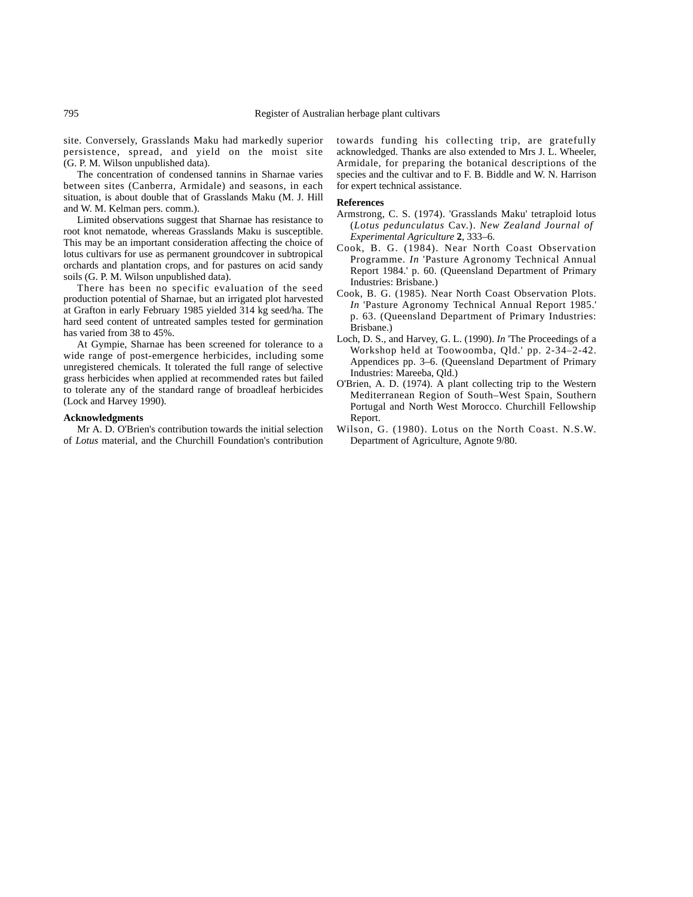site. Conversely, Grasslands Maku had markedly superior persistence, spread, and yield on the moist site (G. P. M. Wilson unpublished data).

The concentration of condensed tannins in Sharnae varies between sites (Canberra, Armidale) and seasons, in each situation, is about double that of Grasslands Maku (M. J. Hill and W. M. Kelman pers. comm.).

Limited observations suggest that Sharnae has resistance to root knot nematode, whereas Grasslands Maku is susceptible. This may be an important consideration affecting the choice of lotus cultivars for use as permanent groundcover in subtropical orchards and plantation crops, and for pastures on acid sandy soils (G. P. M. Wilson unpublished data).

There has been no specific evaluation of the seed production potential of Sharnae, but an irrigated plot harvested at Grafton in early February 1985 yielded 314 kg seed/ha. The hard seed content of untreated samples tested for germination has varied from 38 to 45%.

At Gympie, Sharnae has been screened for tolerance to a wide range of post-emergence herbicides, including some unregistered chemicals. It tolerated the full range of selective grass herbicides when applied at recommended rates but failed to tolerate any of the standard range of broadleaf herbicides (Lock and Harvey 1990).

### Acknowledgments

Mr A. D. O'Brien's contribution towards the initial selection of *Lotus* material, and the Churchill Foundation's contribution towards funding his collecting trip, are gratefully acknowledged. Thanks are also extended to Mrs J. L. Wheeler, Armidale, for preparing the botanical descriptions of the species and the cultivar and to F. B. Biddle and W. N. Harrison for expert technical assistance.

### References

Armstrong, C. S. (1974). 'Grasslands Maku' tetraploid lotus (*Lotus pedunculatus* Cav.). *New Zealand Journal of Experimental Agriculture* **2**, 333–6.

Cook, B. G. (1984). Near North Coast Observation Programme. *In* 'Pasture Agronomy Technical Annual Report 1984.' p. 60. (Queensland Department of Primary Industries: Brisbane.)

Cook, B. G. (1985). Near North Coast Observation Plots. *In* 'Pasture Agronomy Technical Annual Report 1985.' p. 63. (Queensland Department of Primary Industries: Brisbane.)

Loch, D. S., and Harvey, G. L. (1990). *In* 'The Proceedings of a Workshop held at Toowoomba, Qld.' pp. 2-34–2-42. Appendices pp. 3–6. (Queensland Department of Primary Industries: Mareeba, Qld.)

O'Brien, A. D. (1974). A plant collecting trip to the Western Mediterranean Region of South–West Spain, Southern Portugal and North West Morocco. Churchill Fellowship Report.

Wilson, G. (1980). Lotus on the North Coast. N.S.W. Department of Agriculture, Agnote 9/80.